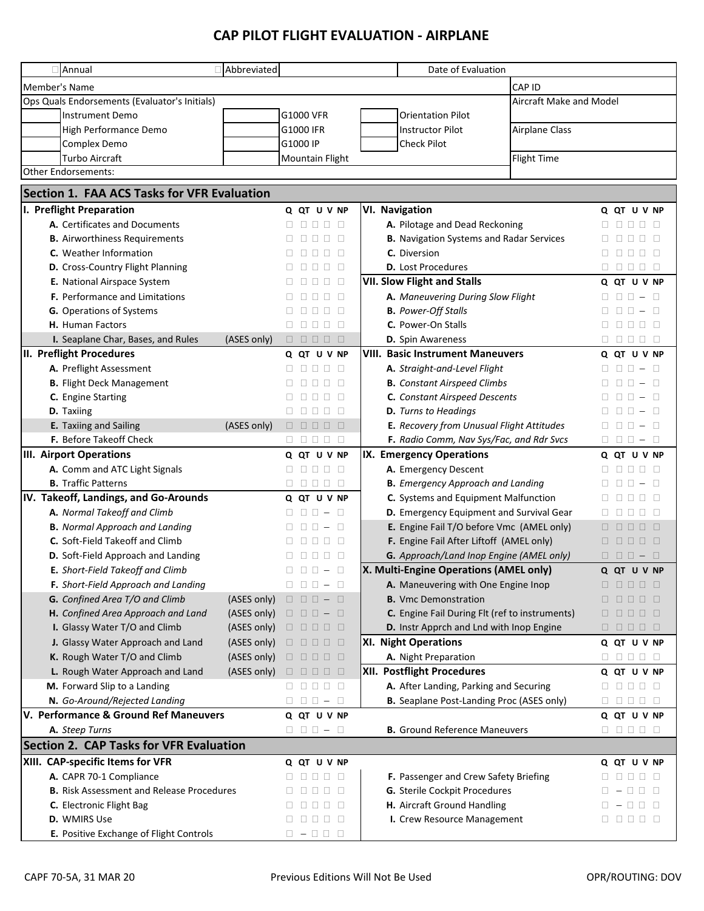# CAP PILOT FLIGHT EVALUATION - AIRPLANE

| ☐ Annual | ☐ Abbreviated | | Date of Evaluation | |
|---|---|---|---|---|
| Member's Name | | | | CAP ID |
| Ops Quals Endorsements (Evaluator's Initials) | | | | Aircraft Make and Model |
| Instrument Demo | G1000 VFR | Orientation Pilot | | |
| High Performance Demo | G1000 IFR | Instructor Pilot | | Airplane Class |
| Complex Demo | G1000 IP | Check Pilot | | |
| Turbo Aircraft | Mountain Flight | | | Flight Time |
| Other Endorsements: | | | | |

## Section 1. FAA ACS Tasks for VFR Evaluation

| I. Preflight Preparation | | Q | QT | U | V | NP |
|---|---|---|---|---|---|---|
| A. Certificates and Documents | | ☐ | ☐ | ☐ | ☐ | ☐ |
| B. Airworthiness Requirements | | ☐ | ☐ | ☐ | ☐ | ☐ |
| C. Weather Information | | ☐ | ☐ | ☐ | ☐ | ☐ |
| D. Cross-Country Flight Planning | | ☐ | ☐ | ☐ | ☐ | ☐ |
| E. National Airspace System | | ☐ | ☐ | ☐ | ☐ | ☐ |
| F. Performance and Limitations | | ☐ | ☐ | ☐ | ☐ | ☐ |
| G. Operations of Systems | | ☐ | ☐ | ☐ | ☐ | ☐ |
| H. Human Factors | | ☐ | ☐ | ☐ | ☐ | ☐ |
| I. Seaplane Char, Bases, and Rules | (ASES only) | ☐ | ☐ | ☐ | ☐ | ☐ |

| II. Preflight Procedures | | Q | QT | U | V | NP |
|---|---|---|---|---|---|---|
| A. Preflight Assessment | | ☐ | ☐ | ☐ | ☐ | ☐ |
| B. Flight Deck Management | | ☐ | ☐ | ☐ | ☐ | ☐ |
| C. Engine Starting | | ☐ | ☐ | ☐ | ☐ | ☐ |
| D. Taxiing | | ☐ | ☐ | ☐ | ☐ | ☐ |
| E. Taxiing and Sailing | (ASES only) | ☐ | ☐ | ☐ | ☐ | ☐ |
| F. Before Takeoff Check | | ☐ | ☐ | ☐ | ☐ | ☐ |

| III. Airport Operations | | Q | QT | U | V | NP |
|---|---|---|---|---|---|---|
| A. Comm and ATC Light Signals | | ☐ | ☐ | ☐ | ☐ | ☐ |
| B. Traffic Patterns | | ☐ | ☐ | ☐ | ☐ | ☐ |

| IV. Takeoff, Landings, and Go-Arounds | | Q | QT | U | V | NP |
|---|---|---|---|---|---|---|
| A. *Normal Takeoff and Climb* | | ☐ | ☐ | ☐ | – | ☐ |
| B. *Normal Approach and Landing* | | ☐ | ☐ | ☐ | – | ☐ |
| C. Soft-Field Takeoff and Climb | | ☐ | ☐ | ☐ | ☐ | ☐ |
| D. Soft-Field Approach and Landing | | ☐ | ☐ | ☐ | ☐ | ☐ |
| E. *Short-Field Takeoff and Climb* | | ☐ | ☐ | ☐ | – | ☐ |
| F. *Short-Field Approach and Landing* | | ☐ | ☐ | ☐ | – | ☐ |
| G. *Confined Area T/O and Climb* | (ASES only) | ☐ | ☐ | ☐ | – | ☐ |
| H. *Confined Area Approach and Land* | (ASES only) | ☐ | ☐ | ☐ | – | ☐ |
| I. Glassy Water T/O and Climb | (ASES only) | ☐ | ☐ | ☐ | ☐ | ☐ |
| J. Glassy Water Approach and Land | (ASES only) | ☐ | ☐ | ☐ | ☐ | ☐ |
| K. Rough Water T/O and Climb | (ASES only) | ☐ | ☐ | ☐ | ☐ | ☐ |
| L. Rough Water Approach and Land | (ASES only) | ☐ | ☐ | ☐ | ☐ | ☐ |
| M. Forward Slip to a Landing | | ☐ | ☐ | ☐ | ☐ | ☐ |
| N. *Go-Around/Rejected Landing* | | ☐ | ☐ | ☐ | – | ☐ |

| V. Performance & Ground Ref Maneuvers | Q | QT | U | V | NP |
|---|---|---|---|---|---|
| A. *Steep Turns* | ☐ | ☐ | ☐ | – | ☐ |
| B. Ground Reference Maneuvers | ☐ | ☐ | ☐ | ☐ | ☐ |

| VI. Navigation | Q | QT | U | V | NP |
|---|---|---|---|---|---|
| A. Pilotage and Dead Reckoning | ☐ | ☐ | ☐ | ☐ | ☐ |
| B. Navigation Systems and Radar Services | ☐ | ☐ | ☐ | ☐ | ☐ |
| C. Diversion | ☐ | ☐ | ☐ | ☐ | ☐ |
| D. Lost Procedures | ☐ | ☐ | ☐ | ☐ | ☐ |

| VII. Slow Flight and Stalls | Q | QT | U | V | NP |
|---|---|---|---|---|---|
| A. *Maneuvering During Slow Flight* | ☐ | ☐ | ☐ | – | ☐ |
| B. *Power-Off Stalls* | ☐ | ☐ | ☐ | – | ☐ |
| C. Power-On Stalls | ☐ | ☐ | ☐ | ☐ | ☐ |
| D. Spin Awareness | ☐ | ☐ | ☐ | ☐ | ☐ |

| VIII. Basic Instrument Maneuvers | Q | QT | U | V | NP |
|---|---|---|---|---|---|
| A. *Straight-and-Level Flight* | ☐ | ☐ | ☐ | – | ☐ |
| B. *Constant Airspeed Climbs* | ☐ | ☐ | ☐ | – | ☐ |
| C. *Constant Airspeed Descents* | ☐ | ☐ | ☐ | – | ☐ |
| D. *Turns to Headings* | ☐ | ☐ | ☐ | – | ☐ |
| E. *Recovery from Unusual Flight Attitudes* | ☐ | ☐ | ☐ | – | ☐ |
| F. *Radio Comm, Nav Sys/Fac, and Rdr Svcs* | ☐ | ☐ | ☐ | – | ☐ |

| IX. Emergency Operations | Q | QT | U | V | NP |
|---|---|---|---|---|---|
| A. Emergency Descent | ☐ | ☐ | ☐ | ☐ | ☐ |
| B. *Emergency Approach and Landing* | ☐ | ☐ | ☐ | – | ☐ |
| C. Systems and Equipment Malfunction | ☐ | ☐ | ☐ | ☐ | ☐ |
| D. Emergency Equipment and Survival Gear | ☐ | ☐ | ☐ | ☐ | ☐ |
| E. Engine Fail T/O before Vmc (AMEL only) | ☐ | ☐ | ☐ | ☐ | ☐ |
| F. Engine Fail After Liftoff (AMEL only) | ☐ | ☐ | ☐ | ☐ | ☐ |
| G. *Approach/Land Inop Engine (AMEL only)* | ☐ | ☐ | ☐ | – | ☐ |

| X. Multi-Engine Operations (AMEL only) | Q | QT | U | V | NP |
|---|---|---|---|---|---|
| A. Maneuvering with One Engine Inop | ☐ | ☐ | ☐ | ☐ | ☐ |
| B. Vmc Demonstration | ☐ | ☐ | ☐ | ☐ | ☐ |
| C. Engine Fail During Flt (ref to instruments) | ☐ | ☐ | ☐ | ☐ | ☐ |
| D. Instr Apprch and Lnd with Inop Engine | ☐ | ☐ | ☐ | ☐ | ☐ |

| XI. Night Operations | Q | QT | U | V | NP |
|---|---|---|---|---|---|
| A. Night Preparation | ☐ | ☐ | ☐ | ☐ | ☐ |

| XII. Postflight Procedures | Q | QT | U | V | NP |
|---|---|---|---|---|---|
| A. After Landing, Parking and Securing | ☐ | ☐ | ☐ | ☐ | ☐ |
| B. Seaplane Post-Landing Proc (ASES only) | ☐ | ☐ | ☐ | ☐ | ☐ |

## Section 2. CAP Tasks for VFR Evaluation

| XIII. CAP-specific Items for VFR | Q | QT | U | V | NP |
|---|---|---|---|---|---|
| A. CAPR 70-1 Compliance | ☐ | ☐ | ☐ | ☐ | ☐ |
| B. Risk Assessment and Release Procedures | ☐ | ☐ | ☐ | ☐ | ☐ |
| C. Electronic Flight Bag | ☐ | ☐ | ☐ | ☐ | ☐ |
| D. WMIRS Use | ☐ | ☐ | ☐ | ☐ | ☐ |
| E. Positive Exchange of Flight Controls | ☐ | – | ☐ | ☐ | ☐ |
| F. Passenger and Crew Safety Briefing | ☐ | ☐ | ☐ | ☐ | ☐ |
| G. Sterile Cockpit Procedures | ☐ | – | ☐ | ☐ | ☐ |
| H. Aircraft Ground Handling | ☐ | – | ☐ | ☐ | ☐ |
| I. Crew Resource Management | ☐ | ☐ | ☐ | ☐ | ☐ |

CAPF 70-5A, 31 MAR 20 — Previous Editions Will Not Be Used — OPR/ROUTING: DOV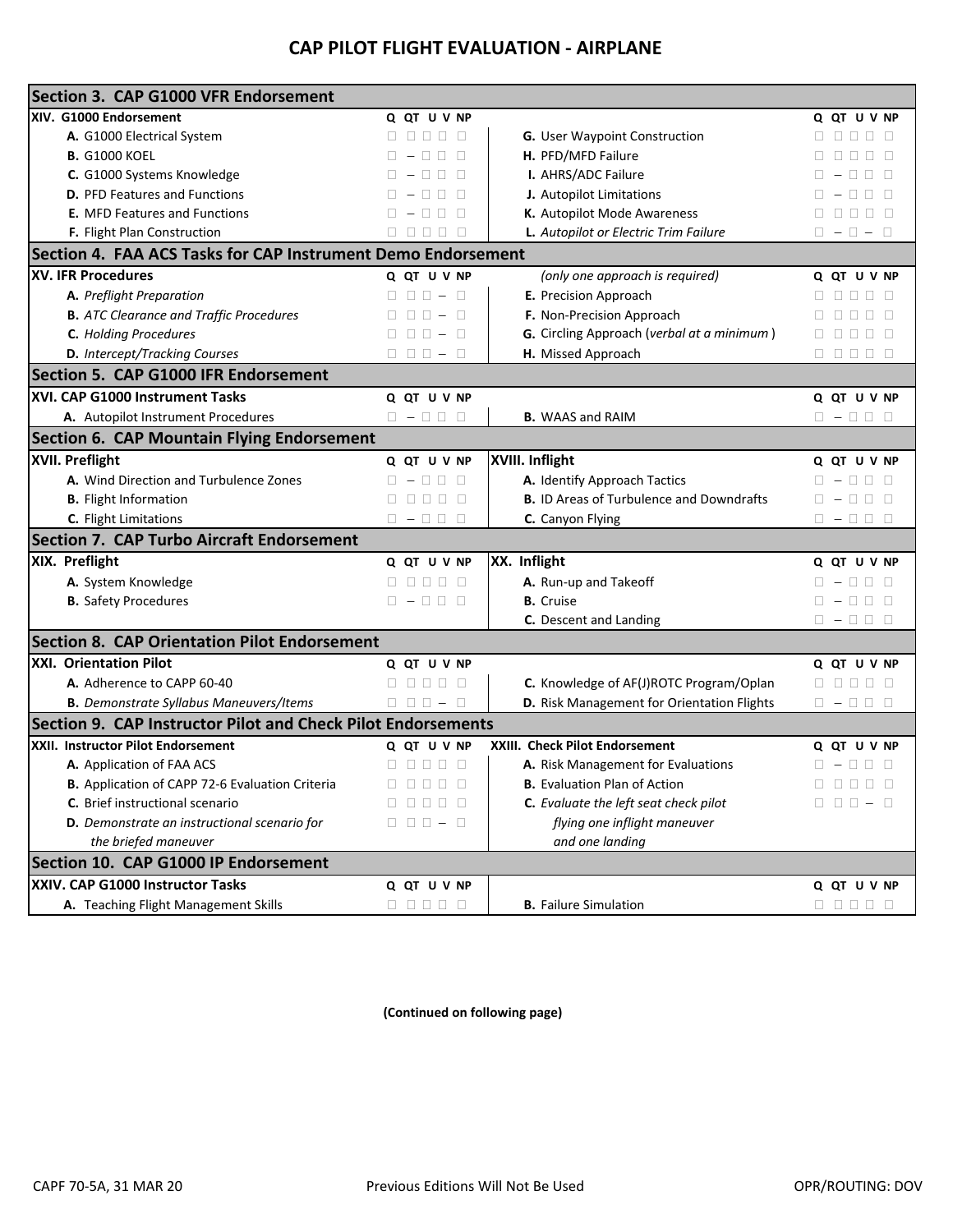# CAP PILOT FLIGHT EVALUATION - AIRPLANE

| Section 3. CAP G1000 VFR Endorsement | | | | | | | | | | | | |
|---|---|---|---|---|---|---|---|---|---|---|---|---|
| **XIV. G1000 Endorsement** | **Q** | **QT** | **U** | **V** | **NP** | | **Q** | **QT** | **U** | **V** | **NP** |
| **A.** G1000 Electrical System | □ | □ | □ | □ | □ | **G.** User Waypoint Construction | □ | □ | □ | □ | □ |
| **B.** G1000 KOEL | □ | – | □ | □ | □ | **H.** PFD/MFD Failure | □ | □ | □ | □ | □ |
| **C.** G1000 Systems Knowledge | □ | – | □ | □ | □ | **I.** AHRS/ADC Failure | □ | – | □ | □ | □ |
| **D.** PFD Features and Functions | □ | – | □ | □ | □ | **J.** Autopilot Limitations | □ | – | □ | □ | □ |
| **E.** MFD Features and Functions | □ | – | □ | □ | □ | **K.** Autopilot Mode Awareness | □ | □ | □ | □ | □ |
| **F.** Flight Plan Construction | □ | □ | □ | □ | □ | ***L.** Autopilot or Electric Trim Failure* | □ | – | □ | – | □ |
| **Section 4. FAA ACS Tasks for CAP Instrument Demo Endorsement** | | | | | | | | | | | |
| **XV. IFR Procedures** | **Q** | **QT** | **U** | **V** | **NP** | *(only one approach is required)* | **Q** | **QT** | **U** | **V** | **NP** |
| ***A.** Preflight Preparation* | □ | □ | □ | – | □ | **E.** Precision Approach | □ | □ | □ | □ | □ |
| ***B.** ATC Clearance and Traffic Procedures* | □ | □ | □ | – | □ | **F.** Non-Precision Approach | □ | □ | □ | □ | □ |
| ***C.** Holding Procedures* | □ | □ | □ | – | □ | **G.** Circling Approach (*verbal at a minimum*) | □ | □ | □ | □ | □ |
| ***D.** Intercept/Tracking Courses* | □ | □ | □ | – | □ | **H.** Missed Approach | □ | □ | □ | □ | □ |
| **Section 5. CAP G1000 IFR Endorsement** | | | | | | | | | | | |
| **XVI. CAP G1000 Instrument Tasks** | **Q** | **QT** | **U** | **V** | **NP** | | **Q** | **QT** | **U** | **V** | **NP** |
| **A.** Autopilot Instrument Procedures | □ | – | □ | □ | □ | **B.** WAAS and RAIM | □ | – | □ | □ | □ |
| **Section 6. CAP Mountain Flying Endorsement** | | | | | | | | | | | |
| **XVII. Preflight** | **Q** | **QT** | **U** | **V** | **NP** | **XVIII. Inflight** | **Q** | **QT** | **U** | **V** | **NP** |
| **A.** Wind Direction and Turbulence Zones | □ | – | □ | □ | □ | **A.** Identify Approach Tactics | □ | – | □ | □ | □ |
| **B.** Flight Information | □ | □ | □ | □ | □ | **B.** ID Areas of Turbulence and Downdrafts | □ | – | □ | □ | □ |
| **C.** Flight Limitations | □ | – | □ | □ | □ | **C.** Canyon Flying | □ | – | □ | □ | □ |
| **Section 7. CAP Turbo Aircraft Endorsement** | | | | | | | | | | | |
| **XIX. Preflight** | **Q** | **QT** | **U** | **V** | **NP** | **XX. Inflight** | **Q** | **QT** | **U** | **V** | **NP** |
| **A.** System Knowledge | □ | □ | □ | □ | □ | **A.** Run-up and Takeoff | □ | – | □ | □ | □ |
| **B.** Safety Procedures | □ | – | □ | □ | □ | **B.** Cruise | □ | – | □ | □ | □ |
| | | | | | | **C.** Descent and Landing | □ | – | □ | □ | □ |
| **Section 8. CAP Orientation Pilot Endorsement** | | | | | | | | | | | |
| **XXI. Orientation Pilot** | **Q** | **QT** | **U** | **V** | **NP** | | **Q** | **QT** | **U** | **V** | **NP** |
| **A.** Adherence to CAPP 60-40 | □ | □ | □ | □ | □ | **C.** Knowledge of AF(J)ROTC Program/Oplan | □ | □ | □ | □ | □ |
| ***B.** Demonstrate Syllabus Maneuvers/Items* | □ | □ | □ | – | □ | **D.** Risk Management for Orientation Flights | □ | – | □ | □ | □ |
| **Section 9. CAP Instructor Pilot and Check Pilot Endorsements** | | | | | | | | | | | |
| **XXII. Instructor Pilot Endorsement** | **Q** | **QT** | **U** | **V** | **NP** | **XXIII. Check Pilot Endorsement** | **Q** | **QT** | **U** | **V** | **NP** |
| **A.** Application of FAA ACS | □ | □ | □ | □ | □ | **A.** Risk Management for Evaluations | □ | – | □ | □ | □ |
| **B.** Application of CAPP 72-6 Evaluation Criteria | □ | □ | □ | □ | □ | **B.** Evaluation Plan of Action | □ | □ | □ | □ | □ |
| **C.** Brief instructional scenario | □ | □ | □ | □ | □ | ***C.** Evaluate the left seat check pilot flying one inflight maneuver and one landing* | □ | □ | □ | – | □ |
| ***D.** Demonstrate an instructional scenario for the briefed maneuver* | □ | □ | □ | – | □ | | | | | | |
| **Section 10. CAP G1000 IP Endorsement** | | | | | | | | | | | |
| **XXIV. CAP G1000 Instructor Tasks** | **Q** | **QT** | **U** | **V** | **NP** | | **Q** | **QT** | **U** | **V** | **NP** |
| **A.** Teaching Flight Management Skills | □ | □ | □ | □ | □ | **B.** Failure Simulation | □ | □ | □ | □ | □ |

**(Continued on following page)**

CAPF 70-5A, 31 MAR 20 Previous Editions Will Not Be Used OPR/ROUTING: DOV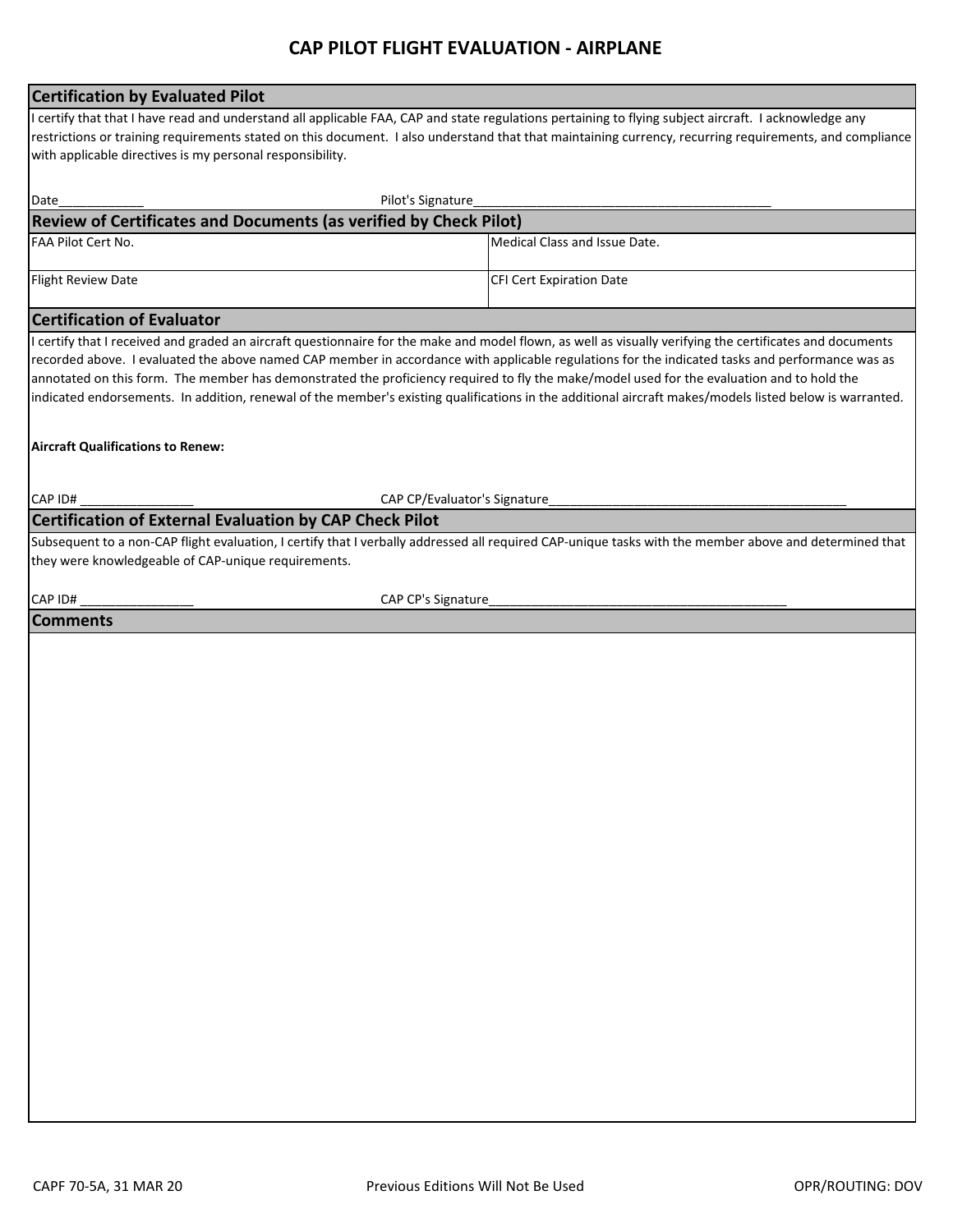# CAP PILOT FLIGHT EVALUATION - AIRPLANE

## Certification by Evaluated Pilot

I certify that that I have read and understand all applicable FAA, CAP and state regulations pertaining to flying subject aircraft. I acknowledge any restrictions or training requirements stated on this document. I also understand that that maintaining currency, recurring requirements, and compliance with applicable directives is my personal responsibility.

Date____________ Pilot's Signature__________________________________________

## Review of Certificates and Documents (as verified by Check Pilot)

| | |
|---|---|
| FAA Pilot Cert No. | Medical Class and Issue Date. |
| Flight Review Date | CFI Cert Expiration Date |

## Certification of Evaluator

I certify that I received and graded an aircraft questionnaire for the make and model flown, as well as visually verifying the certificates and documents recorded above. I evaluated the above named CAP member in accordance with applicable regulations for the indicated tasks and performance was as annotated on this form. The member has demonstrated the proficiency required to fly the make/model used for the evaluation and to hold the indicated endorsements. In addition, renewal of the member's existing qualifications in the additional aircraft makes/models listed below is warranted.

**Aircraft Qualifications to Renew:**

CAP ID# ________________ CAP CP/Evaluator's Signature__________________________________________

## Certification of External Evaluation by CAP Check Pilot

Subsequent to a non-CAP flight evaluation, I certify that I verbally addressed all required CAP-unique tasks with the member above and determined that they were knowledgeable of CAP-unique requirements.

CAP ID# ________________ CAP CP's Signature__________________________________________

## Comments

CAPF 70-5A, 31 MAR 20 | Previous Editions Will Not Be Used | OPR/ROUTING: DOV